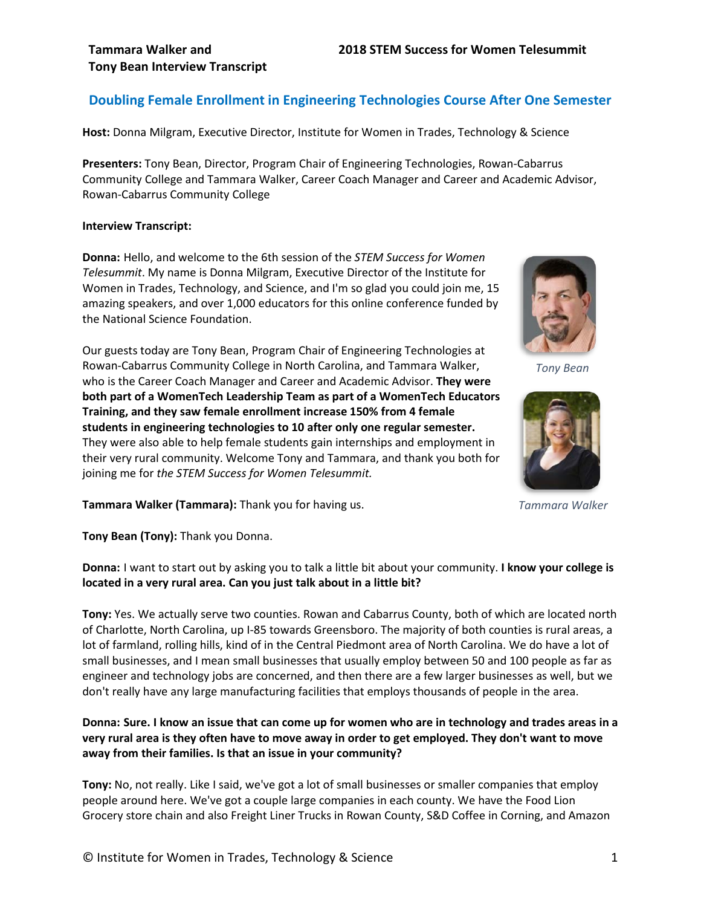**Tammara Walker and Tony Bean Interview Transcript**

**2018 STEM Success for Women Telesummit**

## Doubling Female Enrollment in Engineering Technologies Course After One Semester

**Host:** Donna Milgram, Executive Director, Institute for Women in Trades, Technology & Science

**Presenters:** Tony Bean, Director, Program Chair of Engineering Technologies, Rowan-Cabarrus Community College and Tammara Walker, Career Coach Manager and Career and Academic Advisor, Rowan-Cabarrus Community College

**Interview Transcript:**

**Donna:** Hello, and welcome to the 6th session of the *STEM Success for Women Telesummit*. My name is Donna Milgram, Executive Director of the Institute for Women in Trades, Technology, and Science, and I'm so glad you could join me, 15 amazing speakers, and over 1,000 educators for this online conference funded by the National Science Foundation.

Our guests today are Tony Bean, Program Chair of Engineering Technologies at Rowan-Cabarrus Community College in North Carolina, and Tammara Walker, who is the Career Coach Manager and Career and Academic Advisor. **They were both part of a WomenTech Leadership Team as part of a WomenTech Educators Training, and they saw female enrollment increase 150% from 4 female students in engineering technologies to 10 after only one regular semester.** They were also able to help female students gain internships and employment in their very rural community. Welcome Tony and Tammara, and thank you both for joining me for *the STEM Success for Women Telesummit.*

*Tony Bean*

*Tammara Walker*

**Tammara Walker (Tammara):** Thank you for having us.

**Tony Bean (Tony):** Thank you Donna.

**Donna:** I want to start out by asking you to talk a little bit about your community. **I know your college is located in a very rural area. Can you just talk about in a little bit?**

**Tony:** Yes. We actually serve two counties. Rowan and Cabarrus County, both of which are located north of Charlotte, North Carolina, up I-85 towards Greensboro. The majority of both counties is rural areas, a lot of farmland, rolling hills, kind of in the Central Piedmont area of North Carolina. We do have a lot of small businesses, and I mean small businesses that usually employ between 50 and 100 people as far as engineer and technology jobs are concerned, and then there are a few larger businesses as well, but we don't really have any large manufacturing facilities that employs thousands of people in the area.

**Donna: Sure. I know an issue that can come up for women who are in technology and trades areas in a very rural area is they often have to move away in order to get employed. They don't want to move away from their families. Is that an issue in your community?**

**Tony:** No, not really. Like I said, we've got a lot of small businesses or smaller companies that employ people around here. We've got a couple large companies in each county. We have the Food Lion Grocery store chain and also Freight Liner Trucks in Rowan County, S&D Coffee in Corning, and Amazon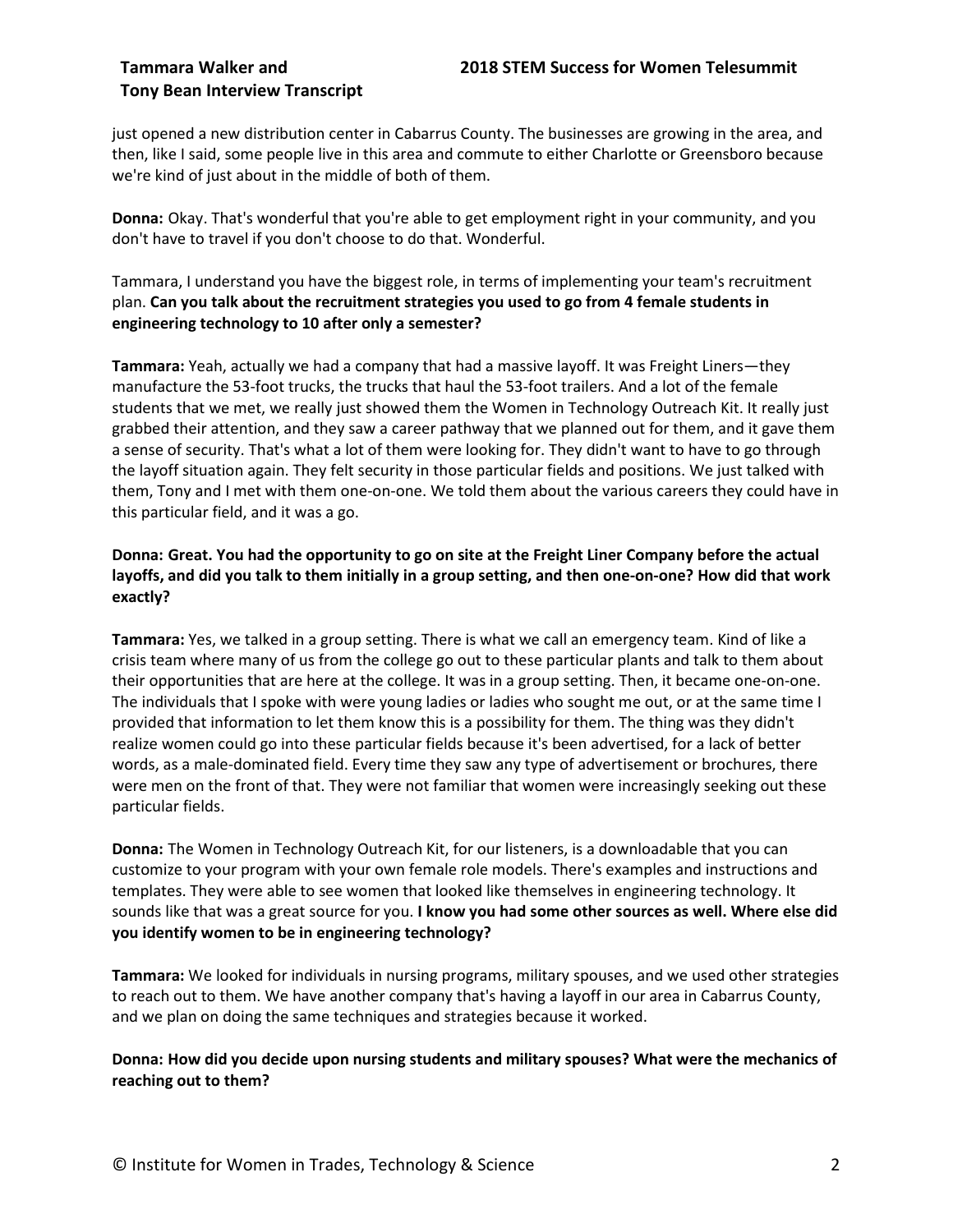just opened a new distribution center in Cabarrus County. The businesses are growing in the area, and then, like I said, some people live in this area and commute to either Charlotte or Greensboro because we're kind of just about in the middle of both of them.

**Donna:** Okay. That's wonderful that you're able to get employment right in your community, and you don't have to travel if you don't choose to do that. Wonderful.

Tammara, I understand you have the biggest role, in terms of implementing your team's recruitment plan. **Can you talk about the recruitment strategies you used to go from 4 female students in engineering technology to 10 after only a semester?**

**Tammara:** Yeah, actually we had a company that had a massive layoff. It was Freight Liners—they manufacture the 53-foot trucks, the trucks that haul the 53-foot trailers. And a lot of the female students that we met, we really just showed them the Women in Technology Outreach Kit. It really just grabbed their attention, and they saw a career pathway that we planned out for them, and it gave them a sense of security. That's what a lot of them were looking for. They didn't want to have to go through the layoff situation again. They felt security in those particular fields and positions. We just talked with them, Tony and I met with them one-on-one. We told them about the various careers they could have in this particular field, and it was a go.

**Donna: Great. You had the opportunity to go on site at the Freight Liner Company before the actual layoffs, and did you talk to them initially in a group setting, and then one-on-one? How did that work exactly?**

**Tammara:** Yes, we talked in a group setting. There is what we call an emergency team. Kind of like a crisis team where many of us from the college go out to these particular plants and talk to them about their opportunities that are here at the college. It was in a group setting. Then, it became one-on-one. The individuals that I spoke with were young ladies or ladies who sought me out, or at the same time I provided that information to let them know this is a possibility for them. The thing was they didn't realize women could go into these particular fields because it's been advertised, for a lack of better words, as a male-dominated field. Every time they saw any type of advertisement or brochures, there were men on the front of that. They were not familiar that women were increasingly seeking out these particular fields.

**Donna:** The Women in Technology Outreach Kit, for our listeners, is a downloadable that you can customize to your program with your own female role models. There's examples and instructions and templates. They were able to see women that looked like themselves in engineering technology. It sounds like that was a great source for you. **I know you had some other sources as well. Where else did you identify women to be in engineering technology?**

**Tammara:** We looked for individuals in nursing programs, military spouses, and we used other strategies to reach out to them. We have another company that's having a layoff in our area in Cabarrus County, and we plan on doing the same techniques and strategies because it worked.

**Donna: How did you decide upon nursing students and military spouses? What were the mechanics of reaching out to them?**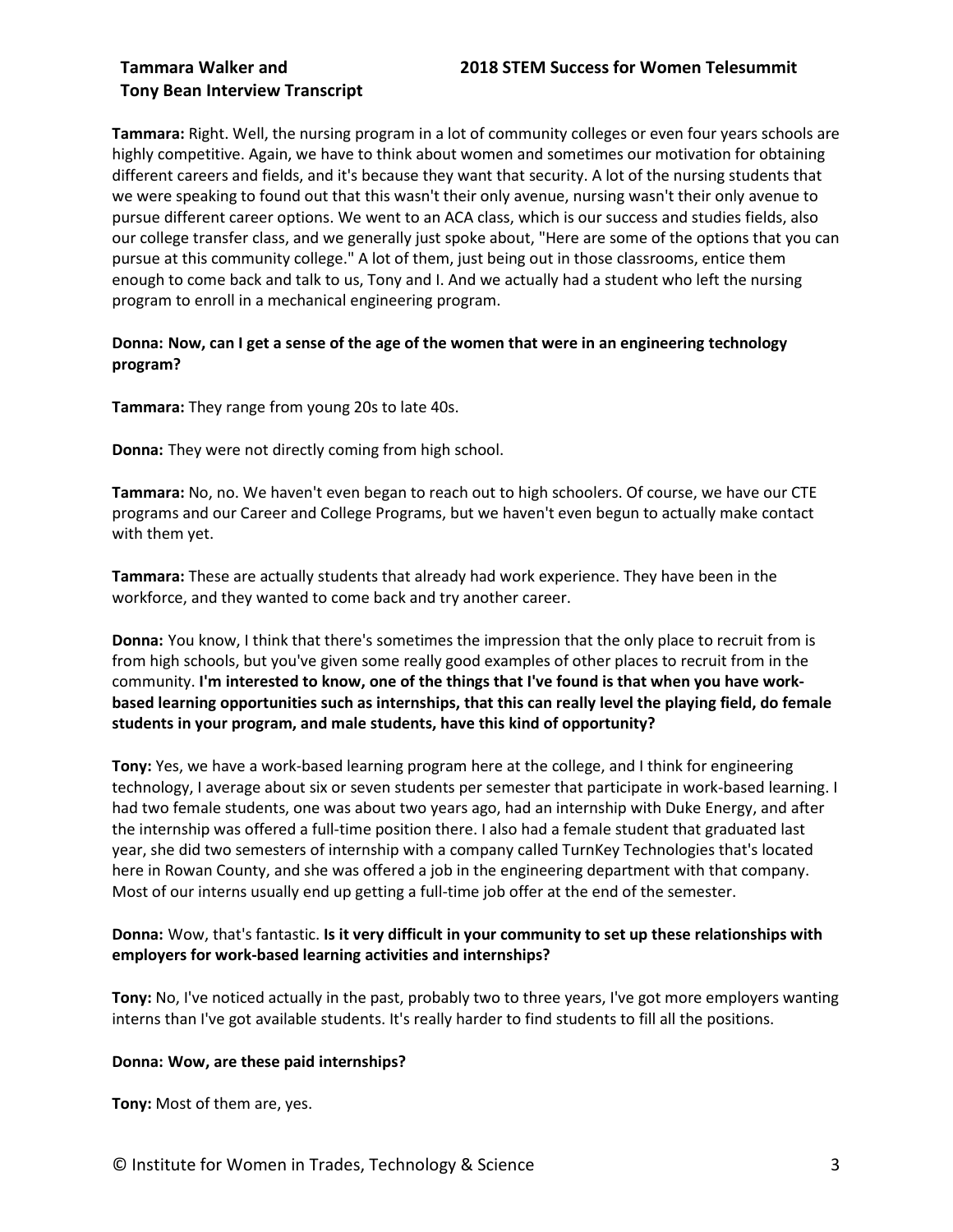**Tammara:** Right. Well, the nursing program in a lot of community colleges or even four years schools are highly competitive. Again, we have to think about women and sometimes our motivation for obtaining different careers and fields, and it's because they want that security. A lot of the nursing students that we were speaking to found out that this wasn't their only avenue, nursing wasn't their only avenue to pursue different career options. We went to an ACA class, which is our success and studies fields, also our college transfer class, and we generally just spoke about, "Here are some of the options that you can pursue at this community college." A lot of them, just being out in those classrooms, entice them enough to come back and talk to us, Tony and I. And we actually had a student who left the nursing program to enroll in a mechanical engineering program.

**Donna: Now, can I get a sense of the age of the women that were in an engineering technology program?**

**Tammara:** They range from young 20s to late 40s.

**Donna:** They were not directly coming from high school.

**Tammara:** No, no. We haven't even began to reach out to high schoolers. Of course, we have our CTE programs and our Career and College Programs, but we haven't even begun to actually make contact with them yet.

**Tammara:** These are actually students that already had work experience. They have been in the workforce, and they wanted to come back and try another career.

**Donna:** You know, I think that there's sometimes the impression that the only place to recruit from is from high schools, but you've given some really good examples of other places to recruit from in the community. **I'm interested to know, one of the things that I've found is that when you have work-based learning opportunities such as internships, that this can really level the playing field, do female students in your program, and male students, have this kind of opportunity?**

**Tony:** Yes, we have a work-based learning program here at the college, and I think for engineering technology, I average about six or seven students per semester that participate in work-based learning. I had two female students, one was about two years ago, had an internship with Duke Energy, and after the internship was offered a full-time position there. I also had a female student that graduated last year, she did two semesters of internship with a company called TurnKey Technologies that's located here in Rowan County, and she was offered a job in the engineering department with that company. Most of our interns usually end up getting a full-time job offer at the end of the semester.

**Donna:** Wow, that's fantastic. **Is it very difficult in your community to set up these relationships with employers for work-based learning activities and internships?**

**Tony:** No, I've noticed actually in the past, probably two to three years, I've got more employers wanting interns than I've got available students. It's really harder to find students to fill all the positions.

**Donna: Wow, are these paid internships?**

**Tony:** Most of them are, yes.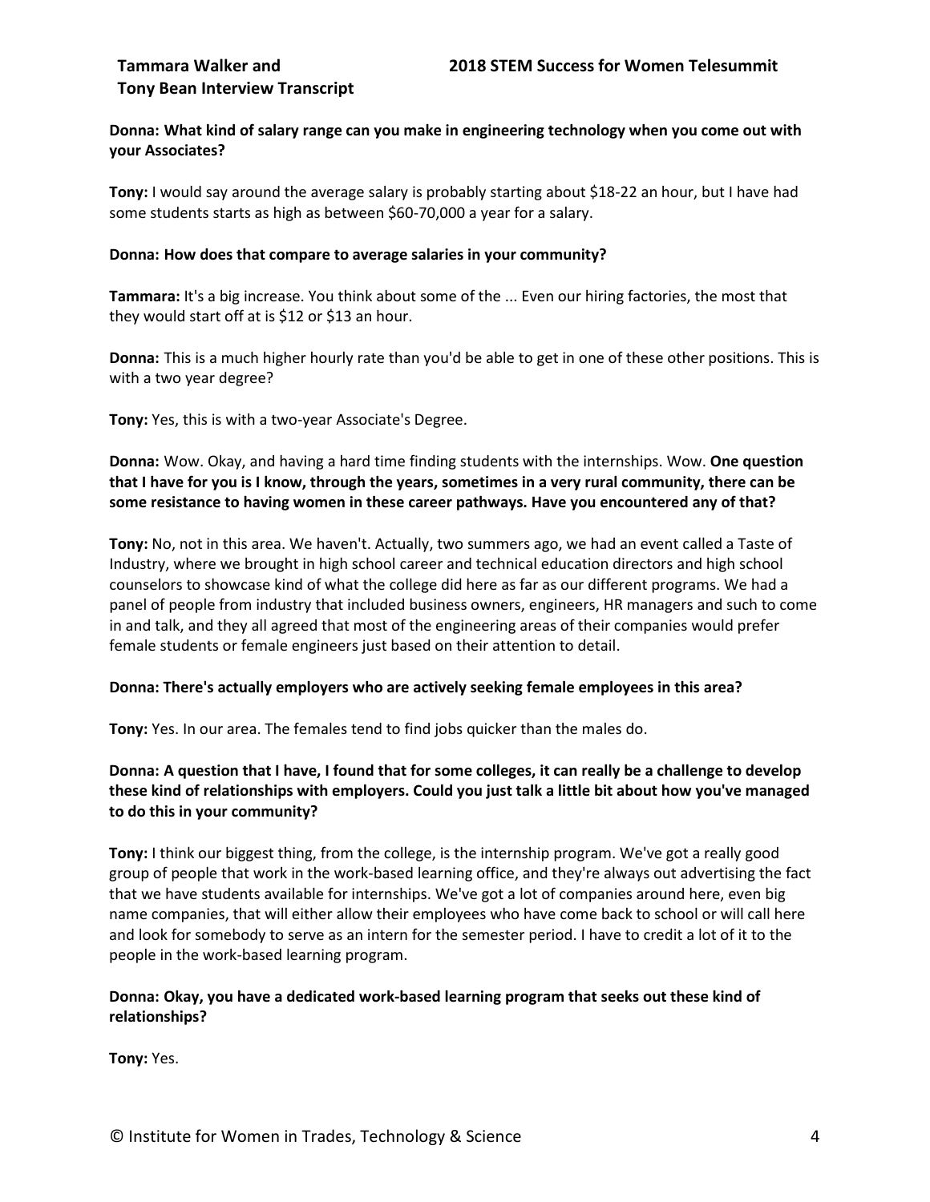**Donna: What kind of salary range can you make in engineering technology when you come out with your Associates?**

**Tony:** I would say around the average salary is probably starting about $18-22 an hour, but I have had some students starts as high as between $60-70,000 a year for a salary.

**Donna: How does that compare to average salaries in your community?**

**Tammara:** It's a big increase. You think about some of the ... Even our hiring factories, the most that they would start off at is $12 or $13 an hour.

**Donna:** This is a much higher hourly rate than you'd be able to get in one of these other positions. This is with a two year degree?

**Tony:** Yes, this is with a two-year Associate's Degree.

**Donna:** Wow. Okay, and having a hard time finding students with the internships. Wow. **One question that I have for you is I know, through the years, sometimes in a very rural community, there can be some resistance to having women in these career pathways. Have you encountered any of that?**

**Tony:** No, not in this area. We haven't. Actually, two summers ago, we had an event called a Taste of Industry, where we brought in high school career and technical education directors and high school counselors to showcase kind of what the college did here as far as our different programs. We had a panel of people from industry that included business owners, engineers, HR managers and such to come in and talk, and they all agreed that most of the engineering areas of their companies would prefer female students or female engineers just based on their attention to detail.

**Donna: There's actually employers who are actively seeking female employees in this area?**

**Tony:** Yes. In our area. The females tend to find jobs quicker than the males do.

**Donna: A question that I have, I found that for some colleges, it can really be a challenge to develop these kind of relationships with employers. Could you just talk a little bit about how you've managed to do this in your community?**

**Tony:** I think our biggest thing, from the college, is the internship program. We've got a really good group of people that work in the work-based learning office, and they're always out advertising the fact that we have students available for internships. We've got a lot of companies around here, even big name companies, that will either allow their employees who have come back to school or will call here and look for somebody to serve as an intern for the semester period. I have to credit a lot of it to the people in the work-based learning program.

**Donna: Okay, you have a dedicated work-based learning program that seeks out these kind of relationships?**

**Tony:** Yes.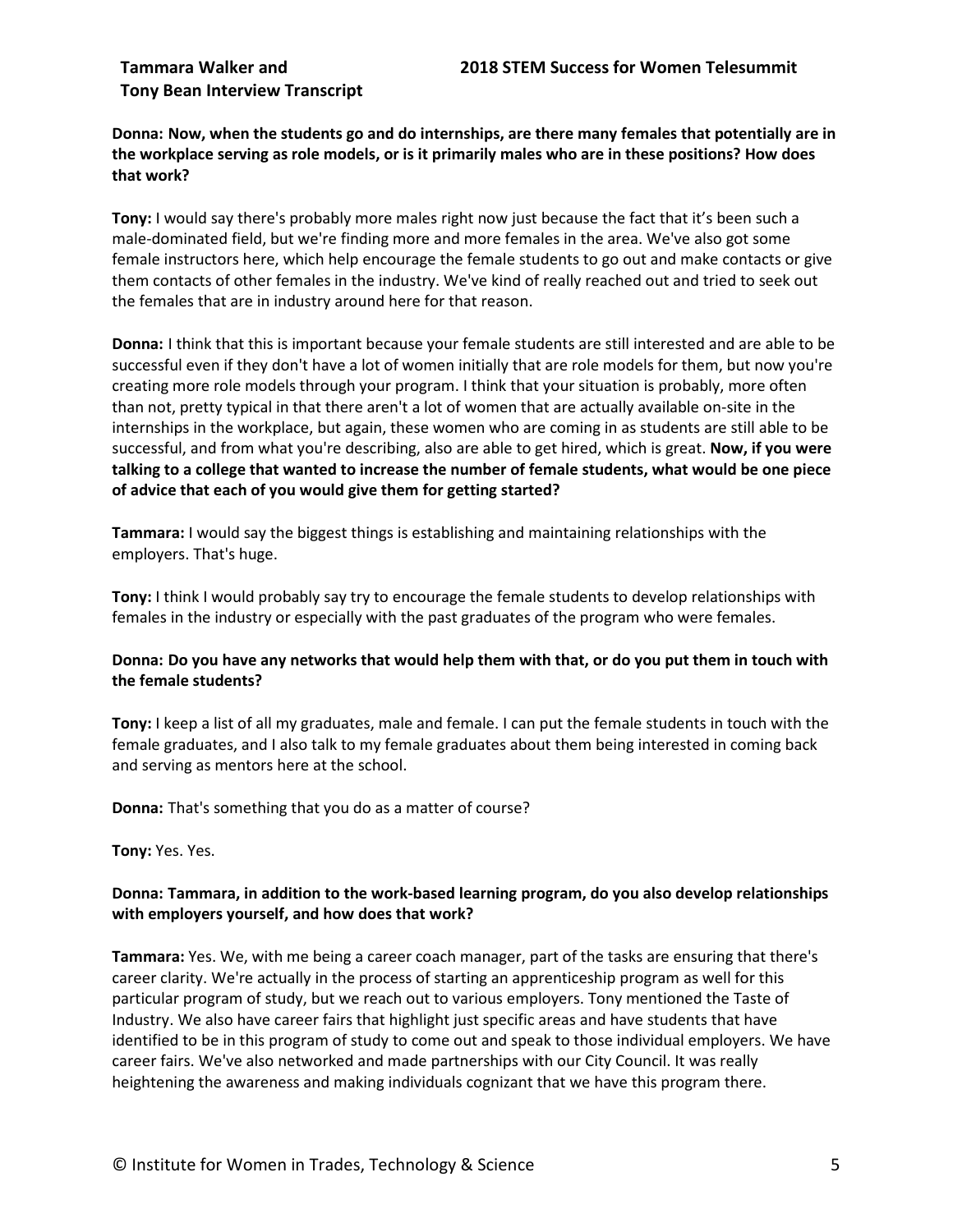**Donna: Now, when the students go and do internships, are there many females that potentially are in the workplace serving as role models, or is it primarily males who are in these positions? How does that work?**

**Tony:** I would say there's probably more males right now just because the fact that it's been such a male-dominated field, but we're finding more and more females in the area. We've also got some female instructors here, which help encourage the female students to go out and make contacts or give them contacts of other females in the industry. We've kind of really reached out and tried to seek out the females that are in industry around here for that reason.

**Donna:** I think that this is important because your female students are still interested and are able to be successful even if they don't have a lot of women initially that are role models for them, but now you're creating more role models through your program. I think that your situation is probably, more often than not, pretty typical in that there aren't a lot of women that are actually available on-site in the internships in the workplace, but again, these women who are coming in as students are still able to be successful, and from what you're describing, also are able to get hired, which is great. **Now, if you were talking to a college that wanted to increase the number of female students, what would be one piece of advice that each of you would give them for getting started?**

**Tammara:** I would say the biggest things is establishing and maintaining relationships with the employers. That's huge.

**Tony:** I think I would probably say try to encourage the female students to develop relationships with females in the industry or especially with the past graduates of the program who were females.

**Donna: Do you have any networks that would help them with that, or do you put them in touch with the female students?**

**Tony:** I keep a list of all my graduates, male and female. I can put the female students in touch with the female graduates, and I also talk to my female graduates about them being interested in coming back and serving as mentors here at the school.

**Donna:** That's something that you do as a matter of course?

**Tony:** Yes. Yes.

**Donna: Tammara, in addition to the work-based learning program, do you also develop relationships with employers yourself, and how does that work?**

**Tammara:** Yes. We, with me being a career coach manager, part of the tasks are ensuring that there's career clarity. We're actually in the process of starting an apprenticeship program as well for this particular program of study, but we reach out to various employers. Tony mentioned the Taste of Industry. We also have career fairs that highlight just specific areas and have students that have identified to be in this program of study to come out and speak to those individual employers. We have career fairs. We've also networked and made partnerships with our City Council. It was really heightening the awareness and making individuals cognizant that we have this program there.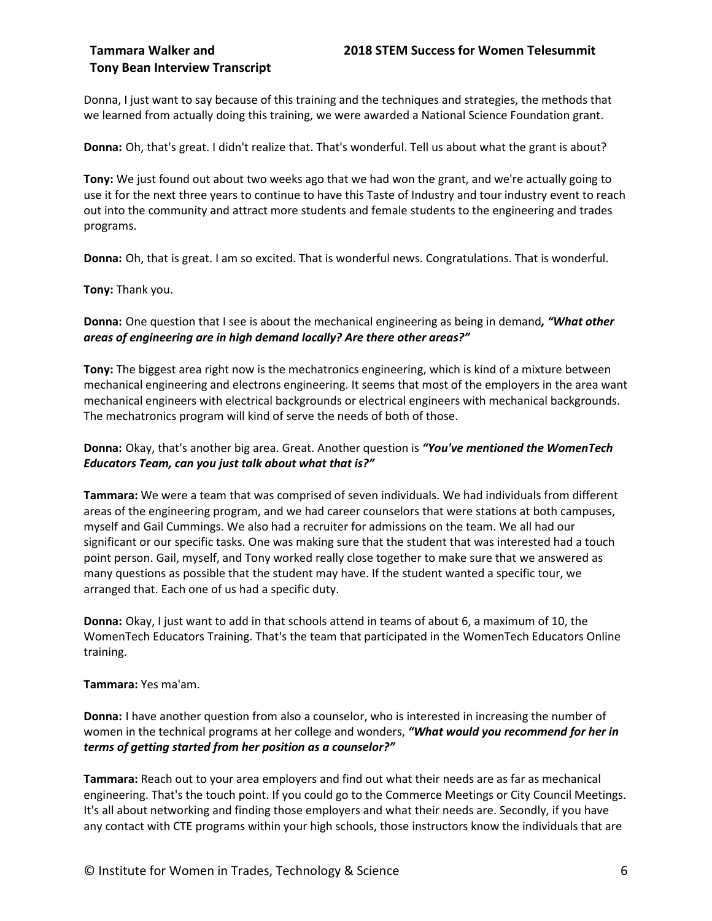Donna, I just want to say because of this training and the techniques and strategies, the methods that we learned from actually doing this training, we were awarded a National Science Foundation grant.

**Donna:** Oh, that's great. I didn't realize that. That's wonderful. Tell us about what the grant is about?

**Tony:** We just found out about two weeks ago that we had won the grant, and we're actually going to use it for the next three years to continue to have this Taste of Industry and tour industry event to reach out into the community and attract more students and female students to the engineering and trades programs.

**Donna:** Oh, that is great. I am so excited. That is wonderful news. Congratulations. That is wonderful.

**Tony:** Thank you.

**Donna:** One question that I see is about the mechanical engineering as being in demand***, "What other areas of engineering are in high demand locally? Are there other areas?"***

**Tony:** The biggest area right now is the mechatronics engineering, which is kind of a mixture between mechanical engineering and electrons engineering. It seems that most of the employers in the area want mechanical engineers with electrical backgrounds or electrical engineers with mechanical backgrounds. The mechatronics program will kind of serve the needs of both of those.

**Donna:** Okay, that's another big area. Great. Another question is ***"You've mentioned the WomenTech Educators Team, can you just talk about what that is?"***

**Tammara:** We were a team that was comprised of seven individuals. We had individuals from different areas of the engineering program, and we had career counselors that were stations at both campuses, myself and Gail Cummings. We also had a recruiter for admissions on the team. We all had our significant or our specific tasks. One was making sure that the student that was interested had a touch point person. Gail, myself, and Tony worked really close together to make sure that we answered as many questions as possible that the student may have. If the student wanted a specific tour, we arranged that. Each one of us had a specific duty.

**Donna:** Okay, I just want to add in that schools attend in teams of about 6, a maximum of 10, the WomenTech Educators Training. That's the team that participated in the WomenTech Educators Online training.

**Tammara:** Yes ma'am.

**Donna:** I have another question from also a counselor, who is interested in increasing the number of women in the technical programs at her college and wonders, ***"What would you recommend for her in terms of getting started from her position as a counselor?"***

**Tammara:** Reach out to your area employers and find out what their needs are as far as mechanical engineering. That's the touch point. If you could go to the Commerce Meetings or City Council Meetings. It's all about networking and finding those employers and what their needs are. Secondly, if you have any contact with CTE programs within your high schools, those instructors know the individuals that are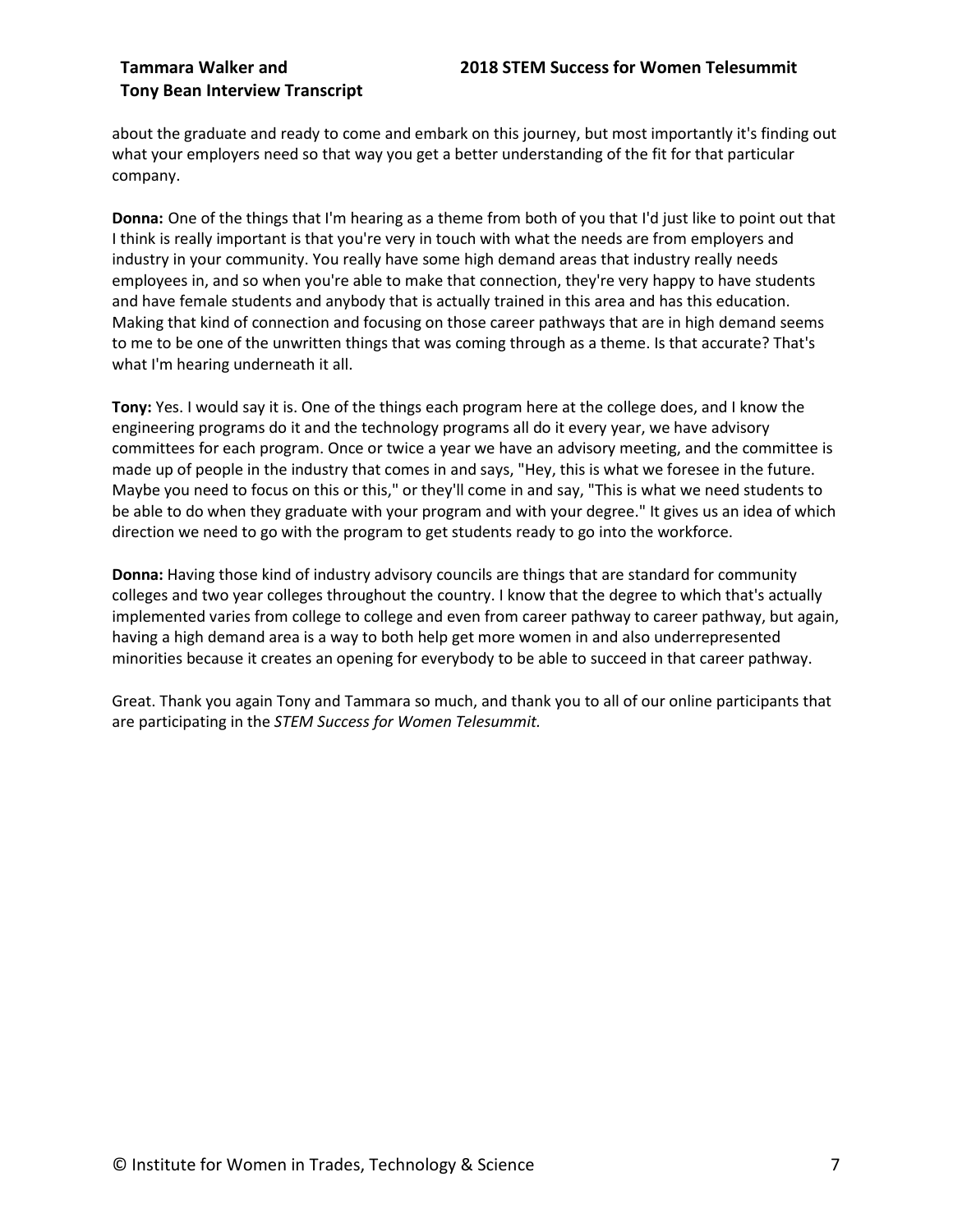about the graduate and ready to come and embark on this journey, but most importantly it's finding out what your employers need so that way you get a better understanding of the fit for that particular company.

**Donna:** One of the things that I'm hearing as a theme from both of you that I'd just like to point out that I think is really important is that you're very in touch with what the needs are from employers and industry in your community. You really have some high demand areas that industry really needs employees in, and so when you're able to make that connection, they're very happy to have students and have female students and anybody that is actually trained in this area and has this education. Making that kind of connection and focusing on those career pathways that are in high demand seems to me to be one of the unwritten things that was coming through as a theme. Is that accurate? That's what I'm hearing underneath it all.

**Tony:** Yes. I would say it is. One of the things each program here at the college does, and I know the engineering programs do it and the technology programs all do it every year, we have advisory committees for each program. Once or twice a year we have an advisory meeting, and the committee is made up of people in the industry that comes in and says, "Hey, this is what we foresee in the future. Maybe you need to focus on this or this," or they'll come in and say, "This is what we need students to be able to do when they graduate with your program and with your degree." It gives us an idea of which direction we need to go with the program to get students ready to go into the workforce.

**Donna:** Having those kind of industry advisory councils are things that are standard for community colleges and two year colleges throughout the country. I know that the degree to which that's actually implemented varies from college to college and even from career pathway to career pathway, but again, having a high demand area is a way to both help get more women in and also underrepresented minorities because it creates an opening for everybody to be able to succeed in that career pathway.

Great. Thank you again Tony and Tammara so much, and thank you to all of our online participants that are participating in the *STEM Success for Women Telesummit.*